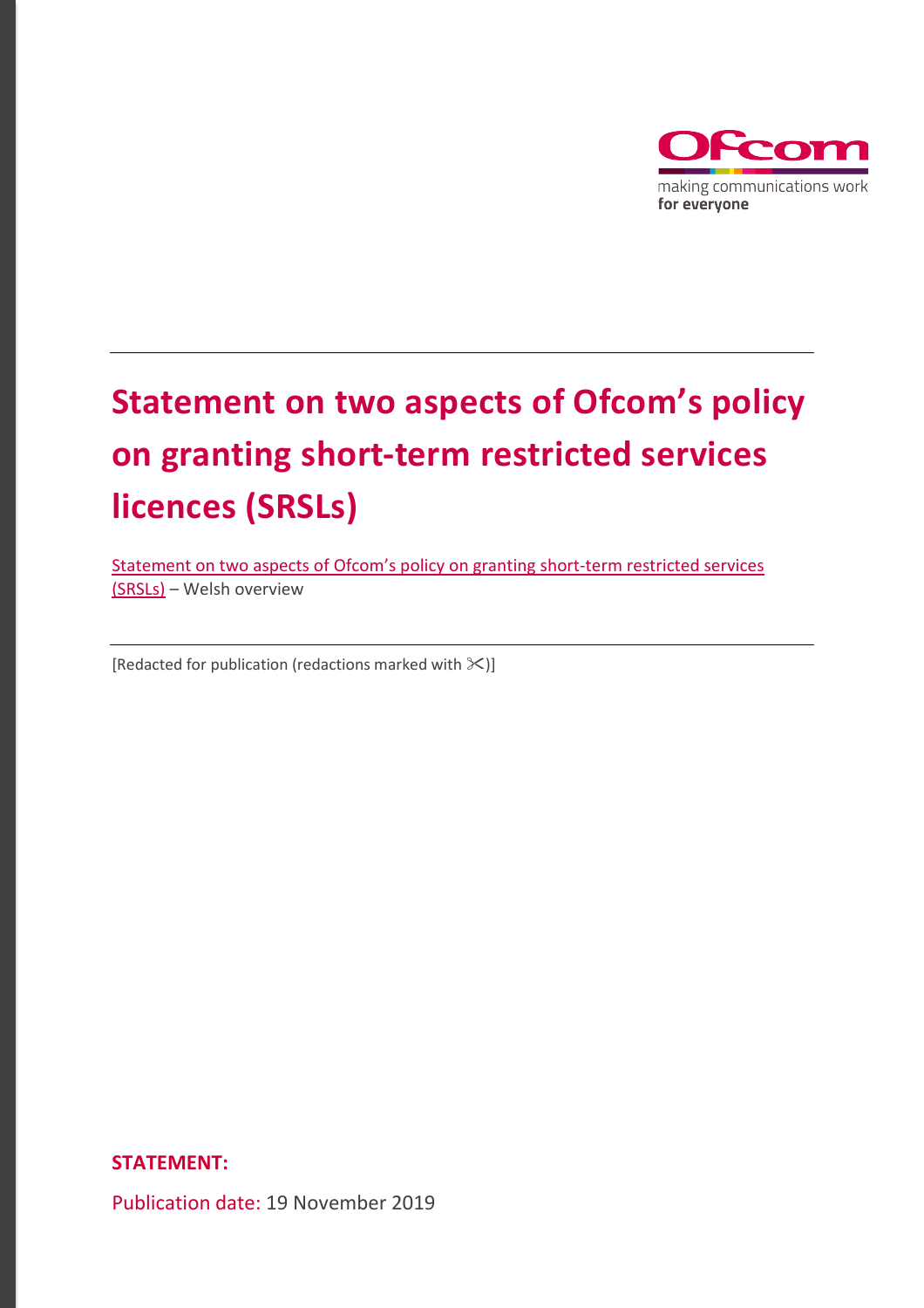making communications work
**for everyone**

# Statement on two aspects of Ofcom's policy on granting short-term restricted services licences (SRSLs)

Statement on two aspects of Ofcom's policy on granting short-term restricted services (SRSLs) – Welsh overview

[Redacted for publication (redactions marked with ✂)]

**STATEMENT:**

Publication date: 19 November 2019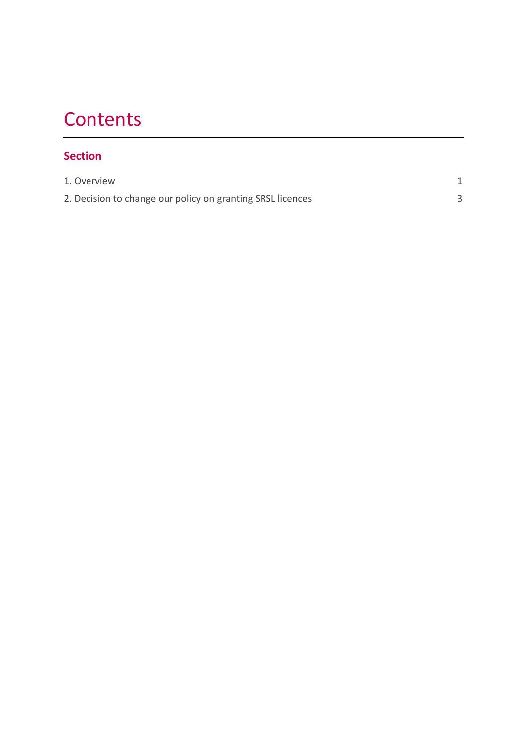# Contents

## Section

1. Overview 1

2. Decision to change our policy on granting SRSL licences 3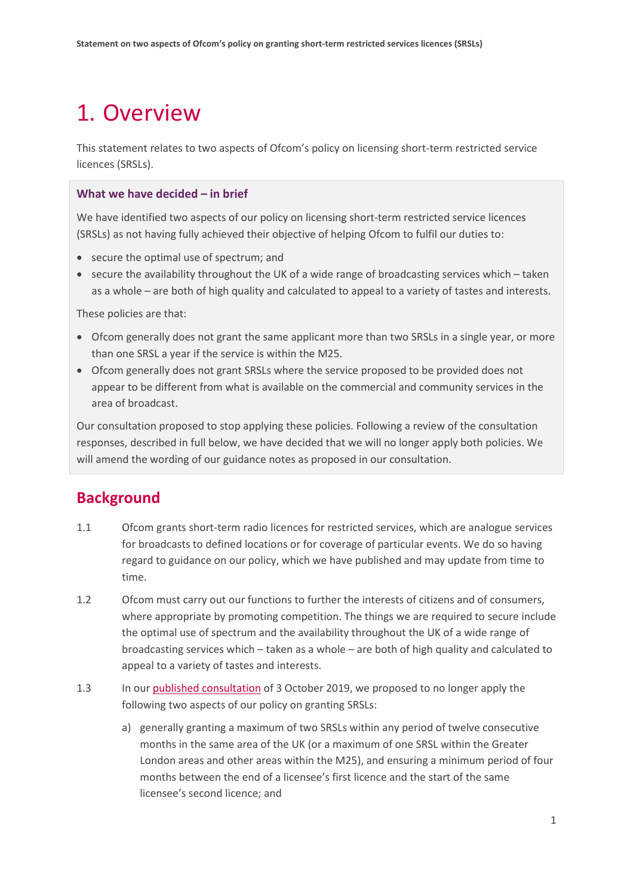# 1. Overview

This statement relates to two aspects of Ofcom's policy on licensing short-term restricted service licences (SRSLs).

### What we have decided – in brief

We have identified two aspects of our policy on licensing short-term restricted service licences (SRSLs) as not having fully achieved their objective of helping Ofcom to fulfil our duties to:

- secure the optimal use of spectrum; and
- secure the availability throughout the UK of a wide range of broadcasting services which – taken as a whole – are both of high quality and calculated to appeal to a variety of tastes and interests.

These policies are that:

- Ofcom generally does not grant the same applicant more than two SRSLs in a single year, or more than one SRSL a year if the service is within the M25.
- Ofcom generally does not grant SRSLs where the service proposed to be provided does not appear to be different from what is available on the commercial and community services in the area of broadcast.

Our consultation proposed to stop applying these policies. Following a review of the consultation responses, described in full below, we have decided that we will no longer apply both policies. We will amend the wording of our guidance notes as proposed in our consultation.

## Background

1.1 Ofcom grants short-term radio licences for restricted services, which are analogue services for broadcasts to defined locations or for coverage of particular events. We do so having regard to guidance on our policy, which we have published and may update from time to time.

1.2 Ofcom must carry out our functions to further the interests of citizens and of consumers, where appropriate by promoting competition. The things we are required to secure include the optimal use of spectrum and the availability throughout the UK of a wide range of broadcasting services which – taken as a whole – are both of high quality and calculated to appeal to a variety of tastes and interests.

1.3 In our published consultation of 3 October 2019, we proposed to no longer apply the following two aspects of our policy on granting SRSLs:

a) generally granting a maximum of two SRSLs within any period of twelve consecutive months in the same area of the UK (or a maximum of one SRSL within the Greater London areas and other areas within the M25), and ensuring a minimum period of four months between the end of a licensee's first licence and the start of the same licensee's second licence; and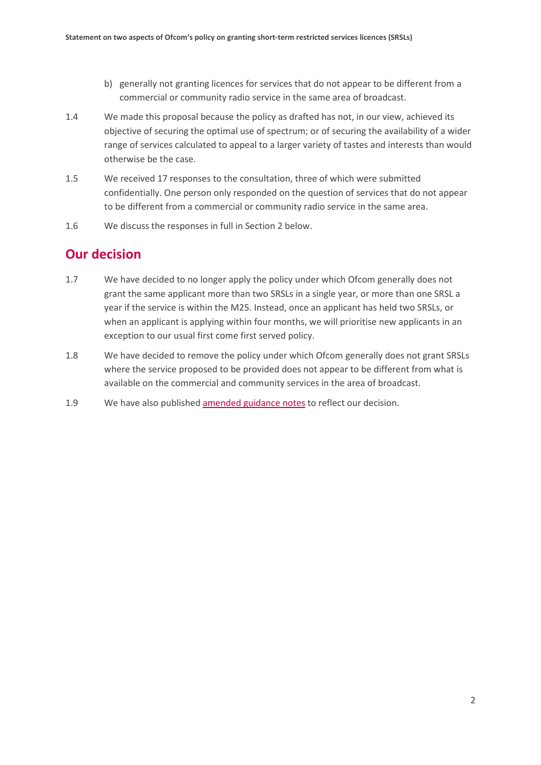b) generally not granting licences for services that do not appear to be different from a commercial or community radio service in the same area of broadcast.

1.4 We made this proposal because the policy as drafted has not, in our view, achieved its objective of securing the optimal use of spectrum; or of securing the availability of a wider range of services calculated to appeal to a larger variety of tastes and interests than would otherwise be the case.

1.5 We received 17 responses to the consultation, three of which were submitted confidentially. One person only responded on the question of services that do not appear to be different from a commercial or community radio service in the same area.

1.6 We discuss the responses in full in Section 2 below.

## Our decision

1.7 We have decided to no longer apply the policy under which Ofcom generally does not grant the same applicant more than two SRSLs in a single year, or more than one SRSL a year if the service is within the M25. Instead, once an applicant has held two SRSLs, or when an applicant is applying within four months, we will prioritise new applicants in an exception to our usual first come first served policy.

1.8 We have decided to remove the policy under which Ofcom generally does not grant SRSLs where the service proposed to be provided does not appear to be different from what is available on the commercial and community services in the area of broadcast.

1.9 We have also published amended guidance notes to reflect our decision.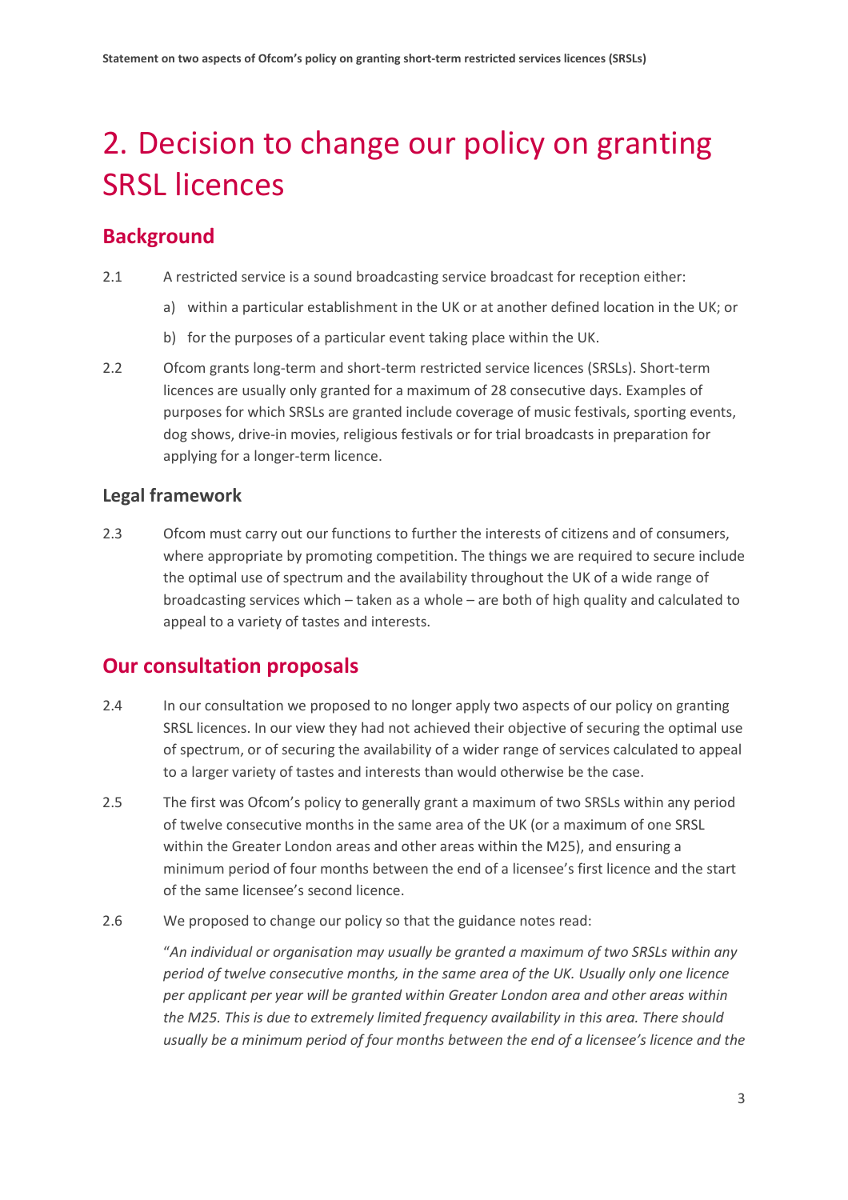# 2. Decision to change our policy on granting SRSL licences

## Background

2.1 A restricted service is a sound broadcasting service broadcast for reception either:

a) within a particular establishment in the UK or at another defined location in the UK; or

b) for the purposes of a particular event taking place within the UK.

2.2 Ofcom grants long-term and short-term restricted service licences (SRSLs). Short-term licences are usually only granted for a maximum of 28 consecutive days. Examples of purposes for which SRSLs are granted include coverage of music festivals, sporting events, dog shows, drive-in movies, religious festivals or for trial broadcasts in preparation for applying for a longer-term licence.

### Legal framework

2.3 Ofcom must carry out our functions to further the interests of citizens and of consumers, where appropriate by promoting competition. The things we are required to secure include the optimal use of spectrum and the availability throughout the UK of a wide range of broadcasting services which – taken as a whole – are both of high quality and calculated to appeal to a variety of tastes and interests.

## Our consultation proposals

2.4 In our consultation we proposed to no longer apply two aspects of our policy on granting SRSL licences. In our view they had not achieved their objective of securing the optimal use of spectrum, or of securing the availability of a wider range of services calculated to appeal to a larger variety of tastes and interests than would otherwise be the case.

2.5 The first was Ofcom's policy to generally grant a maximum of two SRSLs within any period of twelve consecutive months in the same area of the UK (or a maximum of one SRSL within the Greater London areas and other areas within the M25), and ensuring a minimum period of four months between the end of a licensee's first licence and the start of the same licensee's second licence.

2.6 We proposed to change our policy so that the guidance notes read:

"*An individual or organisation may usually be granted a maximum of two SRSLs within any period of twelve consecutive months, in the same area of the UK. Usually only one licence per applicant per year will be granted within Greater London area and other areas within the M25. This is due to extremely limited frequency availability in this area. There should usually be a minimum period of four months between the end of a licensee's licence and the*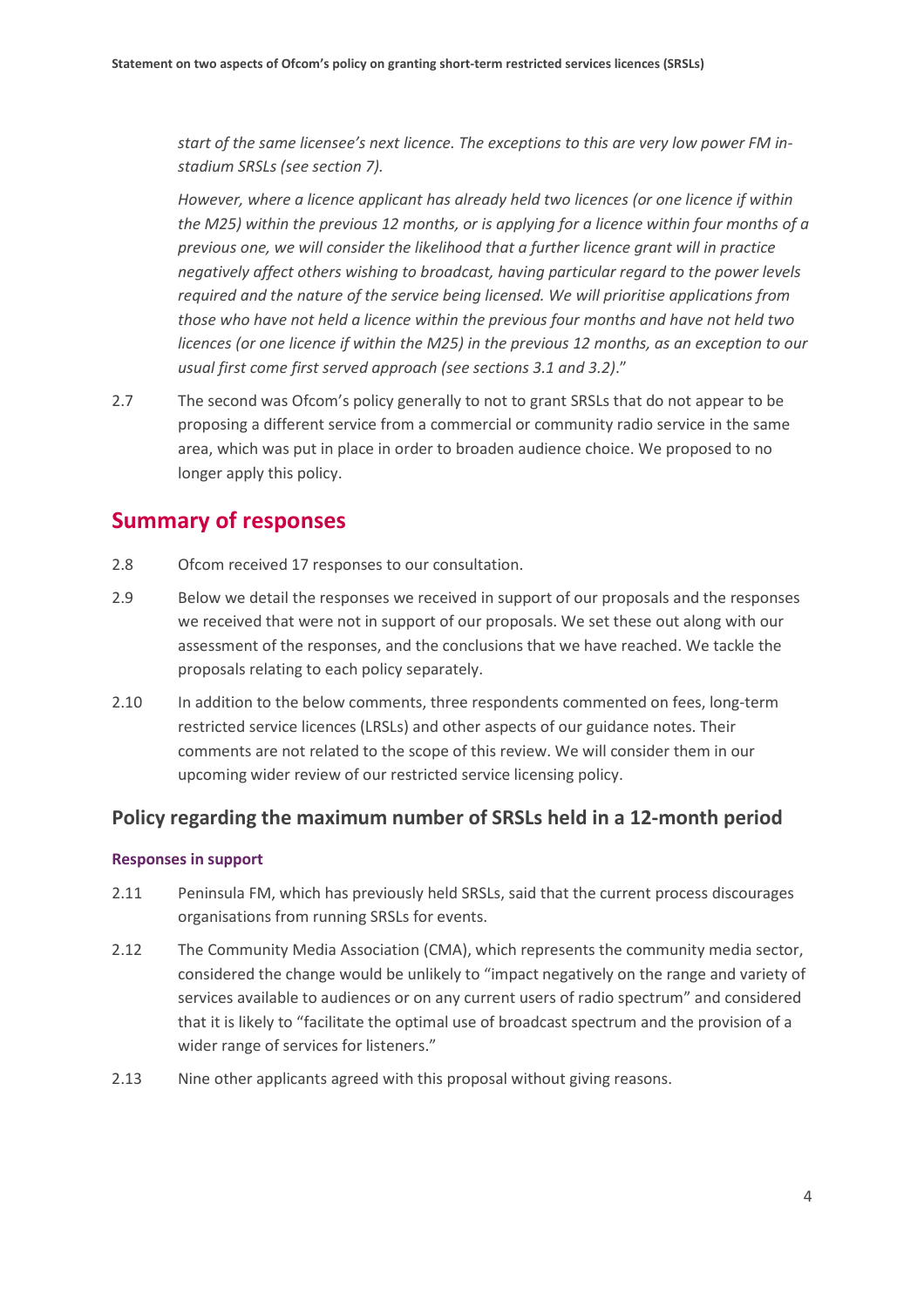*start of the same licensee's next licence. The exceptions to this are very low power FM in-stadium SRSLs (see section 7).*

*However, where a licence applicant has already held two licences (or one licence if within the M25) within the previous 12 months, or is applying for a licence within four months of a previous one, we will consider the likelihood that a further licence grant will in practice negatively affect others wishing to broadcast, having particular regard to the power levels required and the nature of the service being licensed. We will prioritise applications from those who have not held a licence within the previous four months and have not held two licences (or one licence if within the M25) in the previous 12 months, as an exception to our usual first come first served approach (see sections 3.1 and 3.2).*"

2.7 The second was Ofcom's policy generally to not to grant SRSLs that do not appear to be proposing a different service from a commercial or community radio service in the same area, which was put in place in order to broaden audience choice. We proposed to no longer apply this policy.

## Summary of responses

2.8 Ofcom received 17 responses to our consultation.

2.9 Below we detail the responses we received in support of our proposals and the responses we received that were not in support of our proposals. We set these out along with our assessment of the responses, and the conclusions that we have reached. We tackle the proposals relating to each policy separately.

2.10 In addition to the below comments, three respondents commented on fees, long-term restricted service licences (LRSLs) and other aspects of our guidance notes. Their comments are not related to the scope of this review. We will consider them in our upcoming wider review of our restricted service licensing policy.

### Policy regarding the maximum number of SRSLs held in a 12-month period

#### Responses in support

2.11 Peninsula FM, which has previously held SRSLs, said that the current process discourages organisations from running SRSLs for events.

2.12 The Community Media Association (CMA), which represents the community media sector, considered the change would be unlikely to "impact negatively on the range and variety of services available to audiences or on any current users of radio spectrum" and considered that it is likely to "facilitate the optimal use of broadcast spectrum and the provision of a wider range of services for listeners."

2.13 Nine other applicants agreed with this proposal without giving reasons.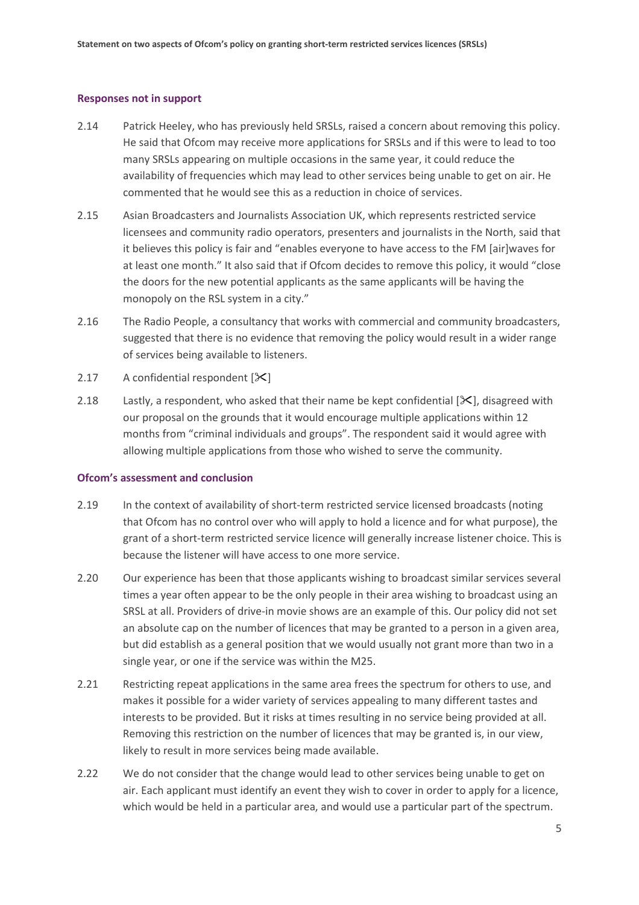### Responses not in support

2.14 Patrick Heeley, who has previously held SRSLs, raised a concern about removing this policy. He said that Ofcom may receive more applications for SRSLs and if this were to lead to too many SRSLs appearing on multiple occasions in the same year, it could reduce the availability of frequencies which may lead to other services being unable to get on air. He commented that he would see this as a reduction in choice of services.

2.15 Asian Broadcasters and Journalists Association UK, which represents restricted service licensees and community radio operators, presenters and journalists in the North, said that it believes this policy is fair and "enables everyone to have access to the FM [air]waves for at least one month." It also said that if Ofcom decides to remove this policy, it would "close the doors for the new potential applicants as the same applicants will be having the monopoly on the RSL system in a city."

2.16 The Radio People, a consultancy that works with commercial and community broadcasters, suggested that there is no evidence that removing the policy would result in a wider range of services being available to listeners.

2.17 A confidential respondent [✂]

2.18 Lastly, a respondent, who asked that their name be kept confidential [✂], disagreed with our proposal on the grounds that it would encourage multiple applications within 12 months from "criminal individuals and groups". The respondent said it would agree with allowing multiple applications from those who wished to serve the community.

### Ofcom's assessment and conclusion

2.19 In the context of availability of short-term restricted service licensed broadcasts (noting that Ofcom has no control over who will apply to hold a licence and for what purpose), the grant of a short-term restricted service licence will generally increase listener choice. This is because the listener will have access to one more service.

2.20 Our experience has been that those applicants wishing to broadcast similar services several times a year often appear to be the only people in their area wishing to broadcast using an SRSL at all. Providers of drive-in movie shows are an example of this. Our policy did not set an absolute cap on the number of licences that may be granted to a person in a given area, but did establish as a general position that we would usually not grant more than two in a single year, or one if the service was within the M25.

2.21 Restricting repeat applications in the same area frees the spectrum for others to use, and makes it possible for a wider variety of services appealing to many different tastes and interests to be provided. But it risks at times resulting in no service being provided at all. Removing this restriction on the number of licences that may be granted is, in our view, likely to result in more services being made available.

2.22 We do not consider that the change would lead to other services being unable to get on air. Each applicant must identify an event they wish to cover in order to apply for a licence, which would be held in a particular area, and would use a particular part of the spectrum.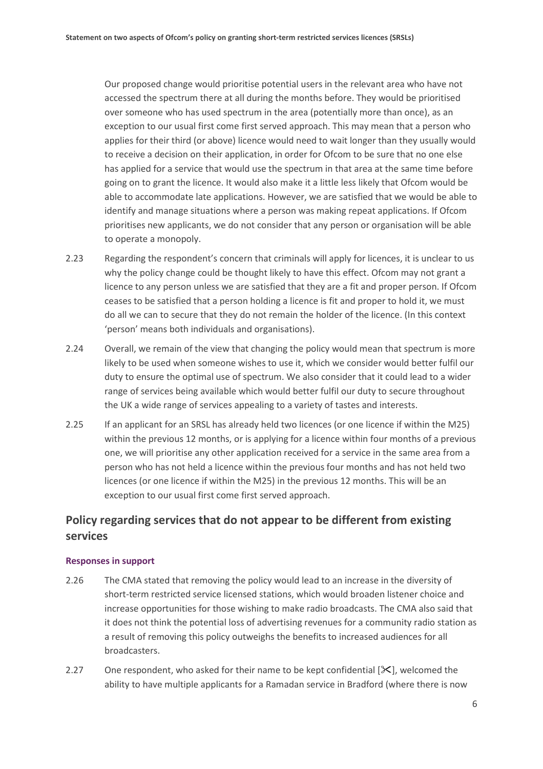Our proposed change would prioritise potential users in the relevant area who have not accessed the spectrum there at all during the months before. They would be prioritised over someone who has used spectrum in the area (potentially more than once), as an exception to our usual first come first served approach. This may mean that a person who applies for their third (or above) licence would need to wait longer than they usually would to receive a decision on their application, in order for Ofcom to be sure that no one else has applied for a service that would use the spectrum in that area at the same time before going on to grant the licence. It would also make it a little less likely that Ofcom would be able to accommodate late applications. However, we are satisfied that we would be able to identify and manage situations where a person was making repeat applications. If Ofcom prioritises new applicants, we do not consider that any person or organisation will be able to operate a monopoly.

2.23 Regarding the respondent's concern that criminals will apply for licences, it is unclear to us why the policy change could be thought likely to have this effect. Ofcom may not grant a licence to any person unless we are satisfied that they are a fit and proper person. If Ofcom ceases to be satisfied that a person holding a licence is fit and proper to hold it, we must do all we can to secure that they do not remain the holder of the licence. (In this context 'person' means both individuals and organisations).

2.24 Overall, we remain of the view that changing the policy would mean that spectrum is more likely to be used when someone wishes to use it, which we consider would better fulfil our duty to ensure the optimal use of spectrum. We also consider that it could lead to a wider range of services being available which would better fulfil our duty to secure throughout the UK a wide range of services appealing to a variety of tastes and interests.

2.25 If an applicant for an SRSL has already held two licences (or one licence if within the M25) within the previous 12 months, or is applying for a licence within four months of a previous one, we will prioritise any other application received for a service in the same area from a person who has not held a licence within the previous four months and has not held two licences (or one licence if within the M25) in the previous 12 months. This will be an exception to our usual first come first served approach.

## Policy regarding services that do not appear to be different from existing services

### Responses in support

2.26 The CMA stated that removing the policy would lead to an increase in the diversity of short-term restricted service licensed stations, which would broaden listener choice and increase opportunities for those wishing to make radio broadcasts. The CMA also said that it does not think the potential loss of advertising revenues for a community radio station as a result of removing this policy outweighs the benefits to increased audiences for all broadcasters.

2.27 One respondent, who asked for their name to be kept confidential [✂], welcomed the ability to have multiple applicants for a Ramadan service in Bradford (where there is now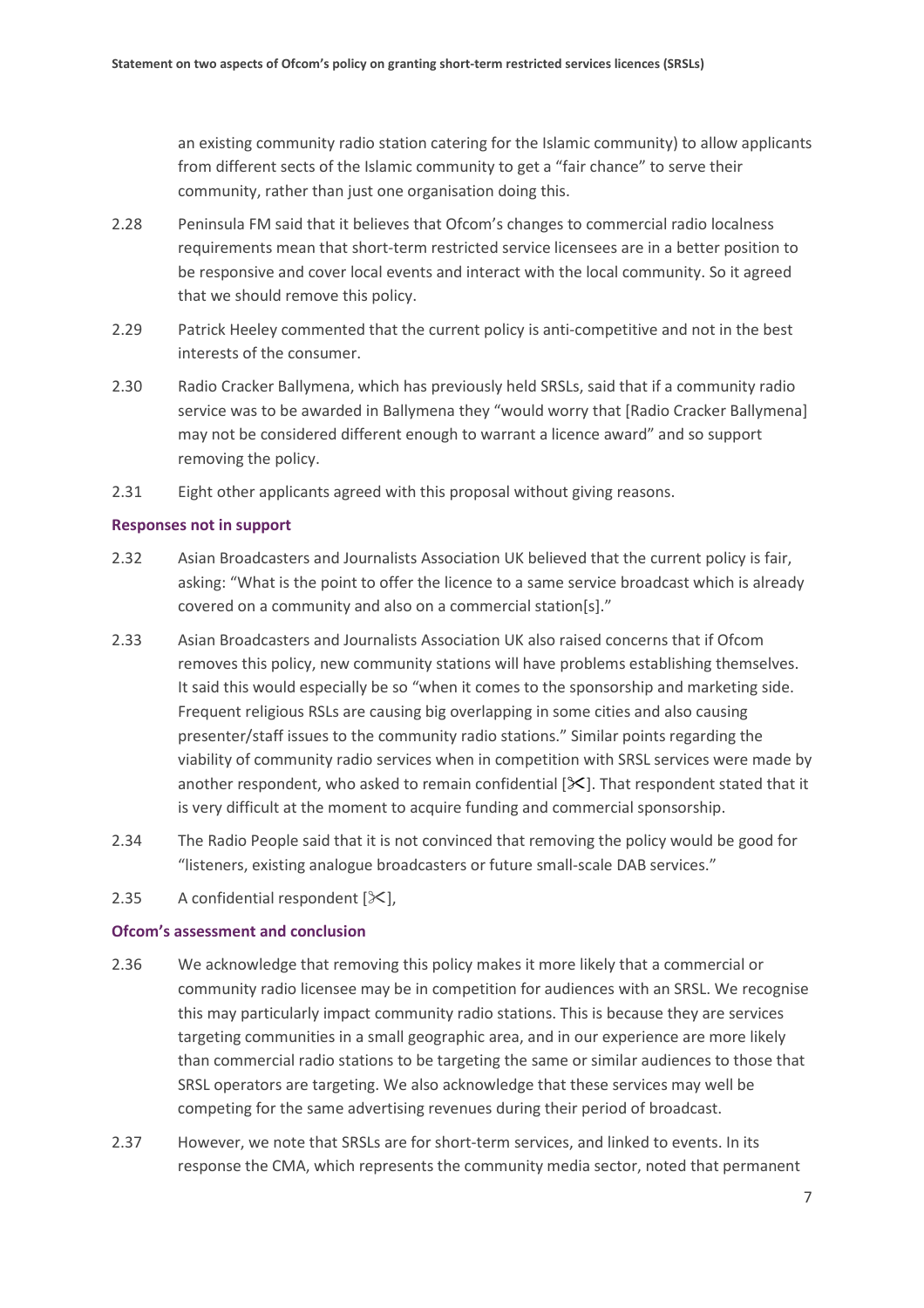an existing community radio station catering for the Islamic community) to allow applicants from different sects of the Islamic community to get a "fair chance" to serve their community, rather than just one organisation doing this.

2.28 Peninsula FM said that it believes that Ofcom's changes to commercial radio localness requirements mean that short-term restricted service licensees are in a better position to be responsive and cover local events and interact with the local community. So it agreed that we should remove this policy.

2.29 Patrick Heeley commented that the current policy is anti-competitive and not in the best interests of the consumer.

2.30 Radio Cracker Ballymena, which has previously held SRSLs, said that if a community radio service was to be awarded in Ballymena they "would worry that [Radio Cracker Ballymena] may not be considered different enough to warrant a licence award" and so support removing the policy.

2.31 Eight other applicants agreed with this proposal without giving reasons.

### Responses not in support

2.32 Asian Broadcasters and Journalists Association UK believed that the current policy is fair, asking: "What is the point to offer the licence to a same service broadcast which is already covered on a community and also on a commercial station[s]."

2.33 Asian Broadcasters and Journalists Association UK also raised concerns that if Ofcom removes this policy, new community stations will have problems establishing themselves. It said this would especially be so "when it comes to the sponsorship and marketing side. Frequent religious RSLs are causing big overlapping in some cities and also causing presenter/staff issues to the community radio stations." Similar points regarding the viability of community radio services when in competition with SRSL services were made by another respondent, who asked to remain confidential [✂]. That respondent stated that it is very difficult at the moment to acquire funding and commercial sponsorship.

2.34 The Radio People said that it is not convinced that removing the policy would be good for "listeners, existing analogue broadcasters or future small-scale DAB services."

2.35 A confidential respondent [✂],

### Ofcom's assessment and conclusion

2.36 We acknowledge that removing this policy makes it more likely that a commercial or community radio licensee may be in competition for audiences with an SRSL. We recognise this may particularly impact community radio stations. This is because they are services targeting communities in a small geographic area, and in our experience are more likely than commercial radio stations to be targeting the same or similar audiences to those that SRSL operators are targeting. We also acknowledge that these services may well be competing for the same advertising revenues during their period of broadcast.

2.37 However, we note that SRSLs are for short-term services, and linked to events. In its response the CMA, which represents the community media sector, noted that permanent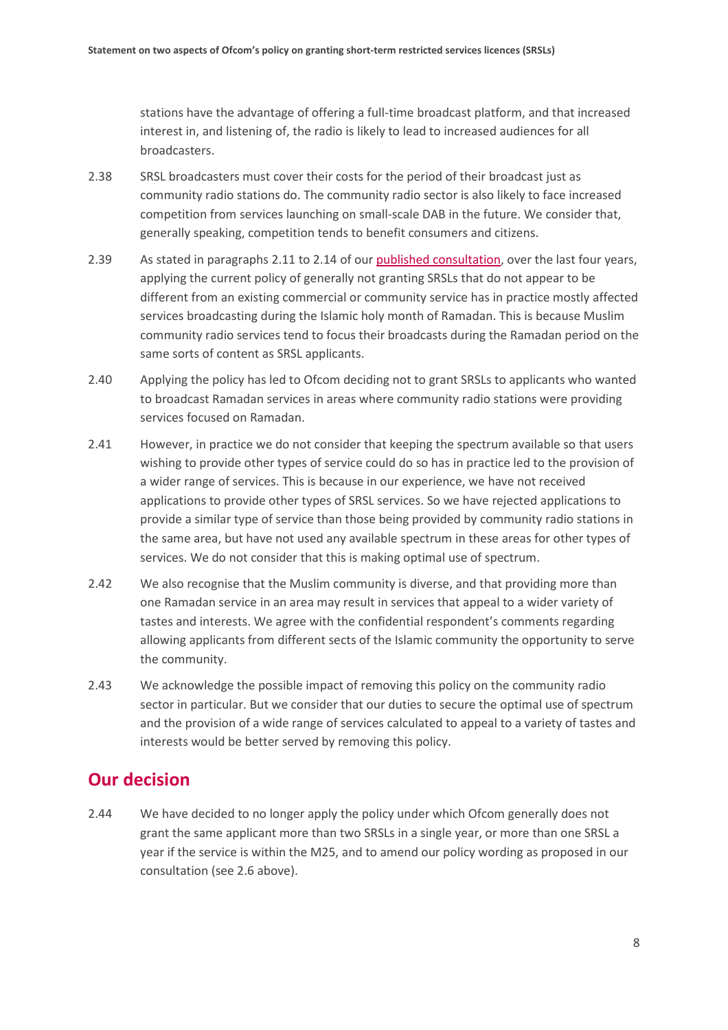stations have the advantage of offering a full-time broadcast platform, and that increased interest in, and listening of, the radio is likely to lead to increased audiences for all broadcasters.

2.38 SRSL broadcasters must cover their costs for the period of their broadcast just as community radio stations do. The community radio sector is also likely to face increased competition from services launching on small-scale DAB in the future. We consider that, generally speaking, competition tends to benefit consumers and citizens.

2.39 As stated in paragraphs 2.11 to 2.14 of our published consultation, over the last four years, applying the current policy of generally not granting SRSLs that do not appear to be different from an existing commercial or community service has in practice mostly affected services broadcasting during the Islamic holy month of Ramadan. This is because Muslim community radio services tend to focus their broadcasts during the Ramadan period on the same sorts of content as SRSL applicants.

2.40 Applying the policy has led to Ofcom deciding not to grant SRSLs to applicants who wanted to broadcast Ramadan services in areas where community radio stations were providing services focused on Ramadan.

2.41 However, in practice we do not consider that keeping the spectrum available so that users wishing to provide other types of service could do so has in practice led to the provision of a wider range of services. This is because in our experience, we have not received applications to provide other types of SRSL services. So we have rejected applications to provide a similar type of service than those being provided by community radio stations in the same area, but have not used any available spectrum in these areas for other types of services. We do not consider that this is making optimal use of spectrum.

2.42 We also recognise that the Muslim community is diverse, and that providing more than one Ramadan service in an area may result in services that appeal to a wider variety of tastes and interests. We agree with the confidential respondent's comments regarding allowing applicants from different sects of the Islamic community the opportunity to serve the community.

2.43 We acknowledge the possible impact of removing this policy on the community radio sector in particular. But we consider that our duties to secure the optimal use of spectrum and the provision of a wide range of services calculated to appeal to a variety of tastes and interests would be better served by removing this policy.

## Our decision

2.44 We have decided to no longer apply the policy under which Ofcom generally does not grant the same applicant more than two SRSLs in a single year, or more than one SRSL a year if the service is within the M25, and to amend our policy wording as proposed in our consultation (see 2.6 above).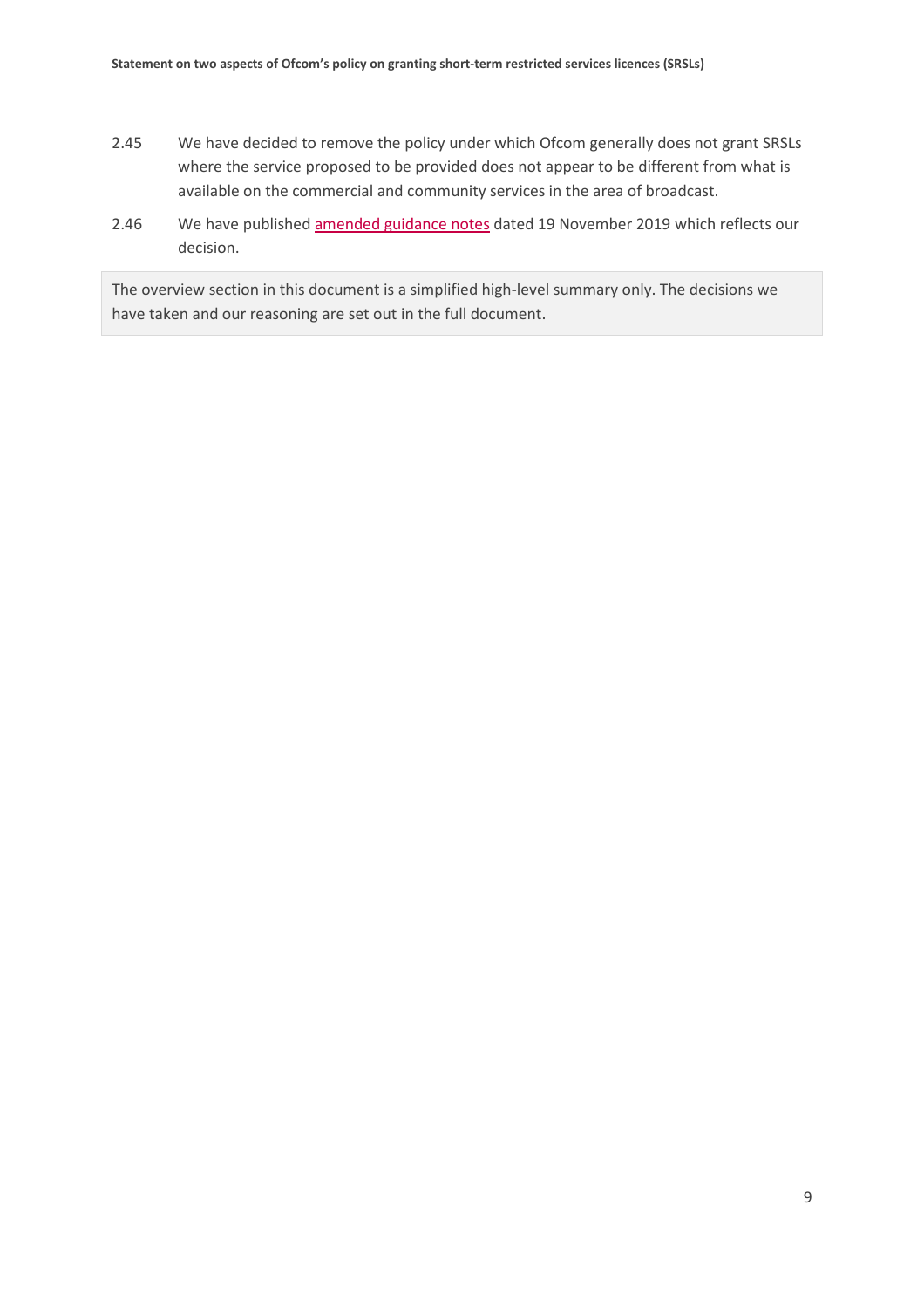2.45 We have decided to remove the policy under which Ofcom generally does not grant SRSLs where the service proposed to be provided does not appear to be different from what is available on the commercial and community services in the area of broadcast.

2.46 We have published amended guidance notes dated 19 November 2019 which reflects our decision.

The overview section in this document is a simplified high-level summary only. The decisions we have taken and our reasoning are set out in the full document.